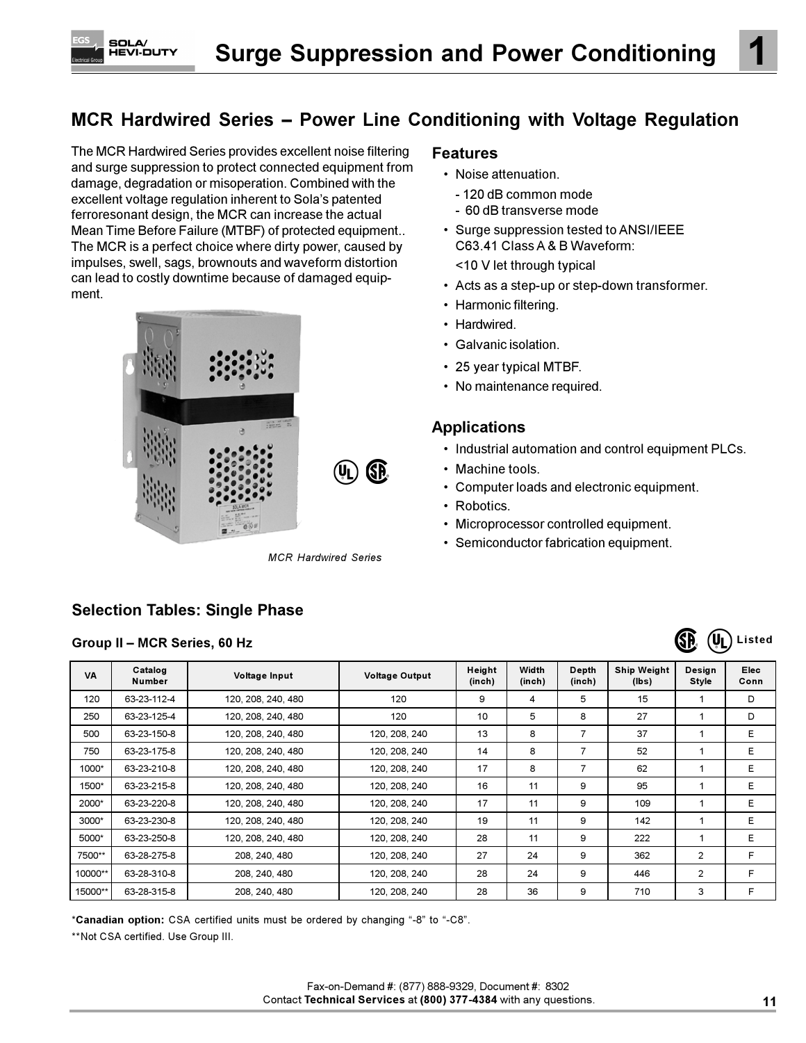# Surge Suppression and Power Conditioning

## MCR Hardwired Series – Power Line Conditioning with Voltage Regulation

The MCR Hardwired Series provides excellent noise filtering and surge suppression to protect connected equipment from damage, degradation or misoperation. Combined with the excellent voltage regulation inherent to Sola's patented ferroresonant design, the MCR can increase the actual Mean Time Before Failure (MTBF) of protected equipment.. The MCR is a perfect choice where dirty power, caused by impulses, swell, sags, brownouts and waveform distortion can lead to costly downtime because of damaged equipment.

*MCR Hardwired Series*

### Features

- Noise attenuation.
  - 120 dB common mode
  - 60 dB transverse mode
- Surge suppression tested to ANSI/IEEE C63.41 Class A & B Waveform:
  <10 V let through typical
- Acts as a step-up or step-down transformer.
- Harmonic filtering.
- Hardwired.
- Galvanic isolation.
- 25 year typical MTBF.
- No maintenance required.

### Applications

- Industrial automation and control equipment PLCs.
- Machine tools.
- Computer loads and electronic equipment.
- Robotics.
- Microprocessor controlled equipment.
- Semiconductor fabrication equipment.

### Selection Tables: Single Phase

**Group II – MCR Series, 60 Hz**

Listed

| VA | Catalog Number | Voltage Input | Voltage Output | Height (inch) | Width (inch) | Depth (inch) | Ship Weight (lbs) | Design Style | Elec Conn |
|---|---|---|---|---|---|---|---|---|---|
| 120 | 63-23-112-4 | 120, 208, 240, 480 | 120 | 9 | 4 | 5 | 15 | 1 | D |
| 250 | 63-23-125-4 | 120, 208, 240, 480 | 120 | 10 | 5 | 8 | 27 | 1 | D |
| 500 | 63-23-150-8 | 120, 208, 240, 480 | 120, 208, 240 | 13 | 8 | 7 | 37 | 1 | E |
| 750 | 63-23-175-8 | 120, 208, 240, 480 | 120, 208, 240 | 14 | 8 | 7 | 52 | 1 | E |
| 1000* | 63-23-210-8 | 120, 208, 240, 480 | 120, 208, 240 | 17 | 8 | 7 | 62 | 1 | E |
| 1500* | 63-23-215-8 | 120, 208, 240, 480 | 120, 208, 240 | 16 | 11 | 9 | 95 | 1 | E |
| 2000* | 63-23-220-8 | 120, 208, 240, 480 | 120, 208, 240 | 17 | 11 | 9 | 109 | 1 | E |
| 3000* | 63-23-230-8 | 120, 208, 240, 480 | 120, 208, 240 | 19 | 11 | 9 | 142 | 1 | E |
| 5000* | 63-23-250-8 | 120, 208, 240, 480 | 120, 208, 240 | 28 | 11 | 9 | 222 | 1 | E |
| 7500** | 63-28-275-8 | 208, 240, 480 | 120, 208, 240 | 27 | 24 | 9 | 362 | 2 | F |
| 10000** | 63-28-310-8 | 208, 240, 480 | 120, 208, 240 | 28 | 24 | 9 | 446 | 2 | F |
| 15000** | 63-28-315-8 | 208, 240, 480 | 120, 208, 240 | 28 | 36 | 9 | 710 | 3 | F |

*__Canadian option:__ CSA certified units must be ordered by changing "-8" to "-C8".

**Not CSA certified. Use Group III.

Fax-on-Demand #: (877) 888-9329, Document #: 8302

Contact **Technical Services** at **(800) 377-4384** with any questions.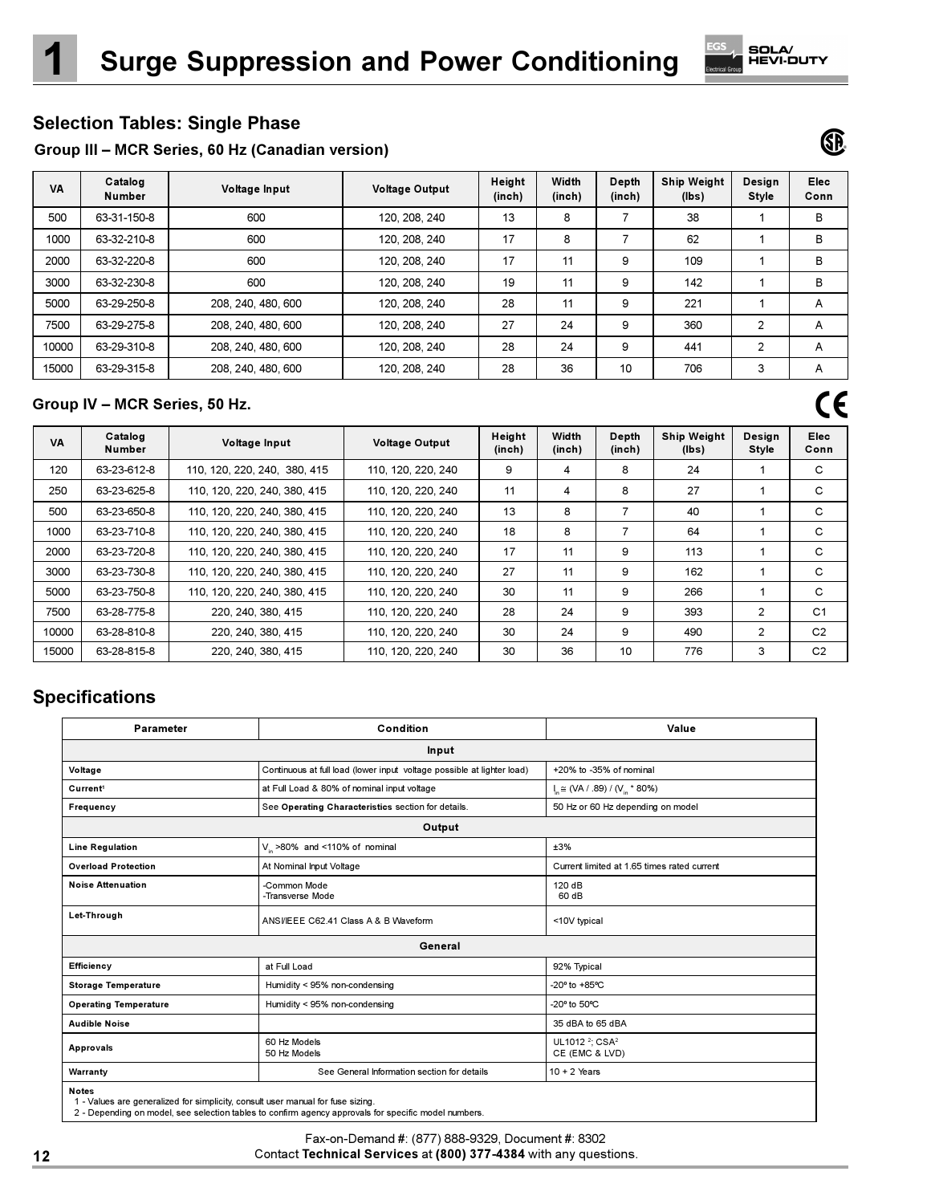# 1 Surge Suppression and Power Conditioning

## Selection Tables: Single Phase

### Group III – MCR Series, 60 Hz (Canadian version)

| VA | Catalog Number | Voltage Input | Voltage Output | Height (inch) | Width (inch) | Depth (inch) | Ship Weight (lbs) | Design Style | Elec Conn |
|---|---|---|---|---|---|---|---|---|---|
| 500 | 63-31-150-8 | 600 | 120, 208, 240 | 13 | 8 | 7 | 38 | 1 | B |
| 1000 | 63-32-210-8 | 600 | 120, 208, 240 | 17 | 8 | 7 | 62 | 1 | B |
| 2000 | 63-32-220-8 | 600 | 120, 208, 240 | 17 | 11 | 9 | 109 | 1 | B |
| 3000 | 63-32-230-8 | 600 | 120, 208, 240 | 19 | 11 | 9 | 142 | 1 | B |
| 5000 | 63-29-250-8 | 208, 240, 480, 600 | 120, 208, 240 | 28 | 11 | 9 | 221 | 1 | A |
| 7500 | 63-29-275-8 | 208, 240, 480, 600 | 120, 208, 240 | 27 | 24 | 9 | 360 | 2 | A |
| 10000 | 63-29-310-8 | 208, 240, 480, 600 | 120, 208, 240 | 28 | 24 | 9 | 441 | 2 | A |
| 15000 | 63-29-315-8 | 208, 240, 480, 600 | 120, 208, 240 | 28 | 36 | 10 | 706 | 3 | A |

### Group IV – MCR Series, 50 Hz.

| VA | Catalog Number | Voltage Input | Voltage Output | Height (inch) | Width (inch) | Depth (inch) | Ship Weight (lbs) | Design Style | Elec Conn |
|---|---|---|---|---|---|---|---|---|---|
| 120 | 63-23-612-8 | 110, 120, 220, 240, 380, 415 | 110, 120, 220, 240 | 9 | 4 | 8 | 24 | 1 | C |
| 250 | 63-23-625-8 | 110, 120, 220, 240, 380, 415 | 110, 120, 220, 240 | 11 | 4 | 8 | 27 | 1 | C |
| 500 | 63-23-650-8 | 110, 120, 220, 240, 380, 415 | 110, 120, 220, 240 | 13 | 8 | 7 | 40 | 1 | C |
| 1000 | 63-23-710-8 | 110, 120, 220, 240, 380, 415 | 110, 120, 220, 240 | 18 | 8 | 7 | 64 | 1 | C |
| 2000 | 63-23-720-8 | 110, 120, 220, 240, 380, 415 | 110, 120, 220, 240 | 17 | 11 | 9 | 113 | 1 | C |
| 3000 | 63-23-730-8 | 110, 120, 220, 240, 380, 415 | 110, 120, 220, 240 | 27 | 11 | 9 | 162 | 1 | C |
| 5000 | 63-23-750-8 | 110, 120, 220, 240, 380, 415 | 110, 120, 220, 240 | 30 | 11 | 9 | 266 | 1 | C |
| 7500 | 63-28-775-8 | 220, 240, 380, 415 | 110, 120, 220, 240 | 28 | 24 | 9 | 393 | 2 | C1 |
| 10000 | 63-28-810-8 | 220, 240, 380, 415 | 110, 120, 220, 240 | 30 | 24 | 9 | 490 | 2 | C2 |
| 15000 | 63-28-815-8 | 220, 240, 380, 415 | 110, 120, 220, 240 | 30 | 36 | 10 | 776 | 3 | C2 |

## Specifications

| Parameter | Condition | Value |
|---|---|---|
| | **Input** | |
| Voltage | Continuous at full load (lower input voltage possible at lighter load) | +20% to -35% of nominal |
| Current[1] | at Full Load & 80% of nominal input voltage | $I_{in} \cong$ (VA / .89) / ($V_{in}$ * 80%) |
| Frequency | See **Operating Characteristics** section for details. | 50 Hz or 60 Hz depending on model |
| | **Output** | |
| Line Regulation | $V_{in}$ >80% and <110% of nominal | ±3% |
| Overload Protection | At Nominal Input Voltage | Current limited at 1.65 times rated current |
| Noise Attenuation | -Common Mode<br>-Transverse Mode | 120 dB<br>60 dB |
| Let-Through | ANSI/IEEE C62.41 Class A & B Waveform | <10V typical |
| | **General** | |
| Efficiency | at Full Load | 92% Typical |
| Storage Temperature | Humidity < 95% non-condensing | -20º to +85ºC |
| Operating Temperature | Humidity < 95% non-condensing | -20º to 50ºC |
| Audible Noise | | 35 dBA to 65 dBA |
| Approvals | 60 Hz Models<br>50 Hz Models | UL1012 [2]; CSA[2]<br>CE (EMC & LVD) |
| Warranty | See General Information section for details | 10 + 2 Years |

**Notes**
1 - Values are generalized for simplicity, consult user manual for fuse sizing.
2 - Depending on model, see selection tables to confirm agency approvals for specific model numbers.

Fax-on-Demand #: (877) 888-9329, Document #: 8302
Contact **Technical Services** at **(800) 377-4384** with any questions.